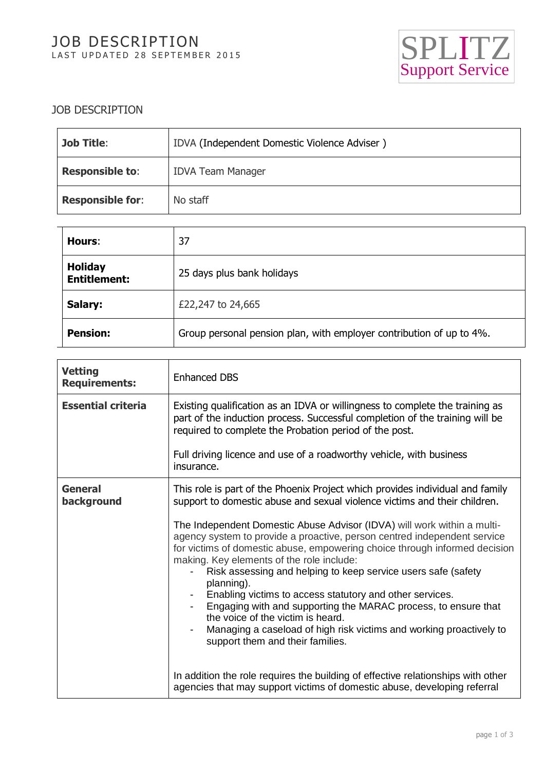# JOB DESCRIPTION

LAST UPDATED 28 SEPTEMBER 2015

SPLITZ Support Service

## JOB DESCRIPTION

| | |
|---|---|
| **Job Title**: | IDVA (Independent Domestic Violence Adviser ) |
| **Responsible to**: | IDVA Team Manager |
| **Responsible for**: | No staff |

| | |
|---|---|
| **Hours**: | 37 |
| **Holiday Entitlement:** | 25 days plus bank holidays |
| **Salary:** | £22,247 to 24,665 |
| **Pension:** | Group personal pension plan, with employer contribution of up to 4%. |

| | |
|---|---|
| **Vetting Requirements:** | Enhanced DBS |
| **Essential criteria** | Existing qualification as an IDVA or willingness to complete the training as part of the induction process. Successful completion of the training will be required to complete the Probation period of the post.<br><br>Full driving licence and use of a roadworthy vehicle, with business insurance. |
| **General background** | This role is part of the Phoenix Project which provides individual and family support to domestic abuse and sexual violence victims and their children.<br><br>The Independent Domestic Abuse Advisor (IDVA) will work within a multi-agency system to provide a proactive, person centred independent service for victims of domestic abuse, empowering choice through informed decision making. Key elements of the role include:<br>- Risk assessing and helping to keep service users safe (safety planning).<br>- Enabling victims to access statutory and other services.<br>- Engaging with and supporting the MARAC process, to ensure that the voice of the victim is heard.<br>- Managing a caseload of high risk victims and working proactively to support them and their families.<br><br>In addition the role requires the building of effective relationships with other agencies that may support victims of domestic abuse, developing referral |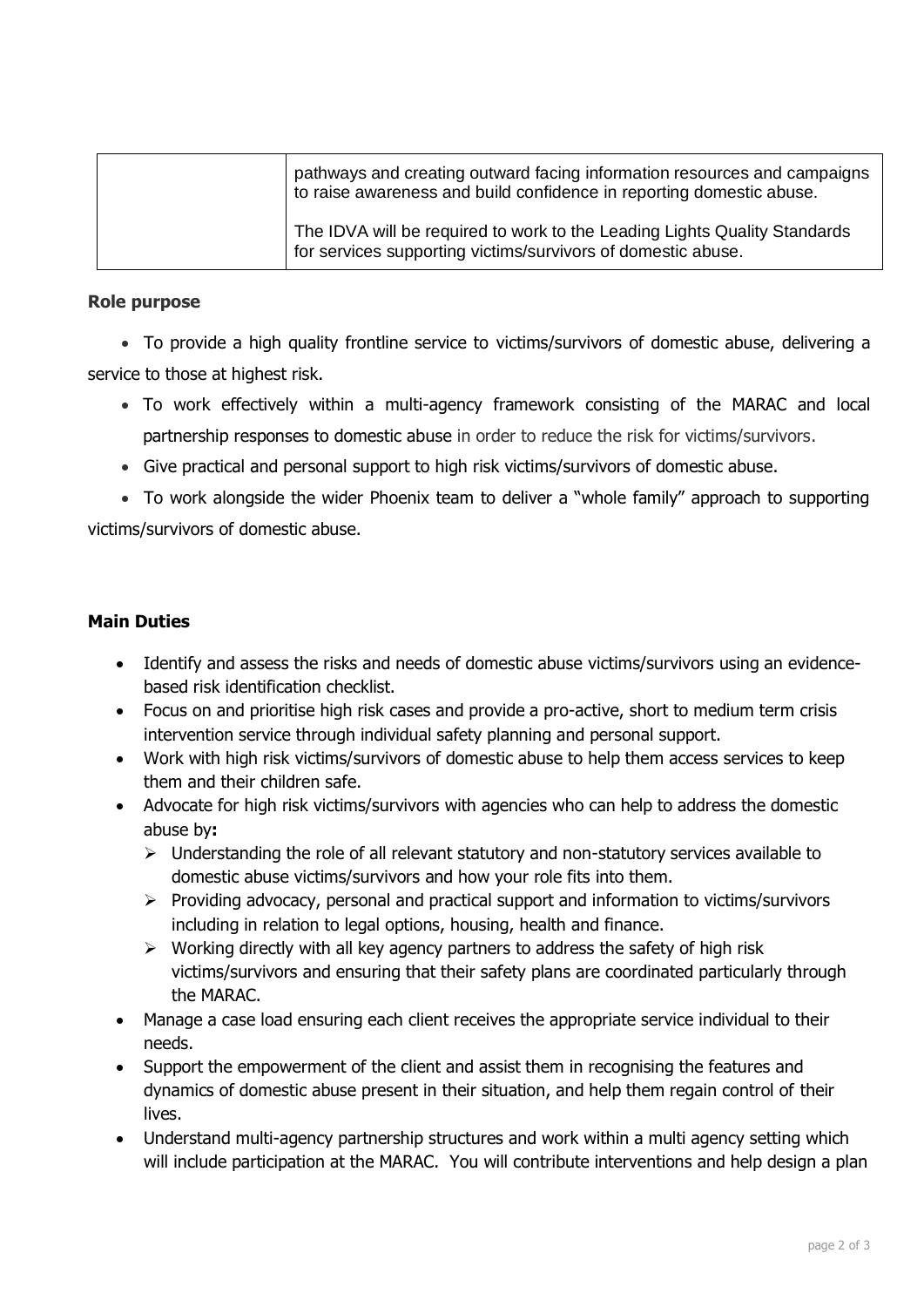| | |
|---|---|
| | pathways and creating outward facing information resources and campaigns to raise awareness and build confidence in reporting domestic abuse.<br><br>The IDVA will be required to work to the Leading Lights Quality Standards for services supporting victims/survivors of domestic abuse. |

**Role purpose**

- To provide a high quality frontline service to victims/survivors of domestic abuse, delivering a service to those at highest risk.
- To work effectively within a multi-agency framework consisting of the MARAC and local partnership responses to domestic abuse in order to reduce the risk for victims/survivors.
- Give practical and personal support to high risk victims/survivors of domestic abuse.
- To work alongside the wider Phoenix team to deliver a "whole family" approach to supporting victims/survivors of domestic abuse.

**Main Duties**

- Identify and assess the risks and needs of domestic abuse victims/survivors using an evidence-based risk identification checklist.
- Focus on and prioritise high risk cases and provide a pro-active, short to medium term crisis intervention service through individual safety planning and personal support.
- Work with high risk victims/survivors of domestic abuse to help them access services to keep them and their children safe.
- Advocate for high risk victims/survivors with agencies who can help to address the domestic abuse by**:**
  - Understanding the role of all relevant statutory and non-statutory services available to domestic abuse victims/survivors and how your role fits into them.
  - Providing advocacy, personal and practical support and information to victims/survivors including in relation to legal options, housing, health and finance.
  - Working directly with all key agency partners to address the safety of high risk victims/survivors and ensuring that their safety plans are coordinated particularly through the MARAC.
- Manage a case load ensuring each client receives the appropriate service individual to their needs.
- Support the empowerment of the client and assist them in recognising the features and dynamics of domestic abuse present in their situation, and help them regain control of their lives.
- Understand multi-agency partnership structures and work within a multi agency setting which will include participation at the MARAC. You will contribute interventions and help design a plan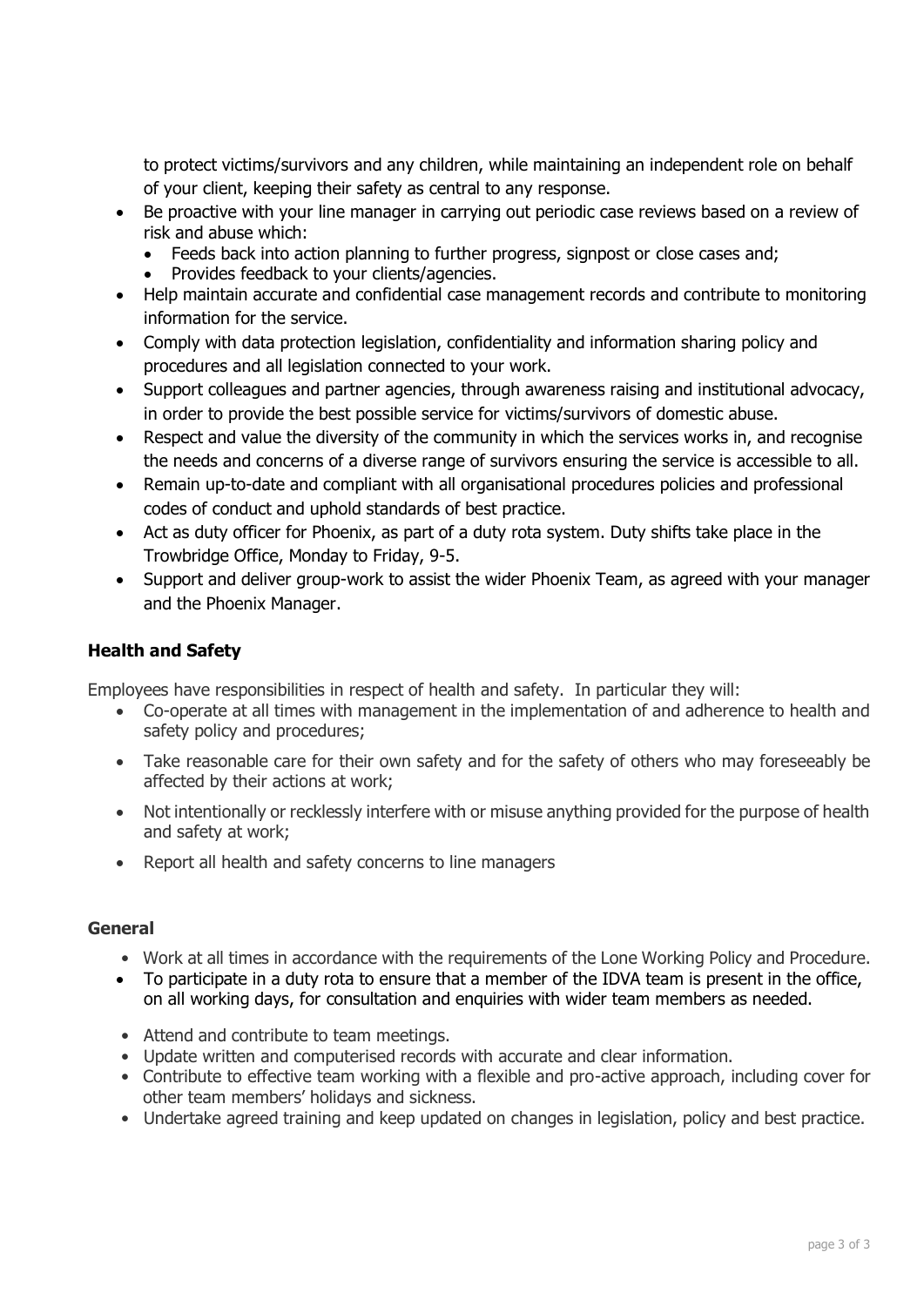to protect victims/survivors and any children, while maintaining an independent role on behalf of your client, keeping their safety as central to any response.

- Be proactive with your line manager in carrying out periodic case reviews based on a review of risk and abuse which:
  - Feeds back into action planning to further progress, signpost or close cases and;
  - Provides feedback to your clients/agencies.
- Help maintain accurate and confidential case management records and contribute to monitoring information for the service.
- Comply with data protection legislation, confidentiality and information sharing policy and procedures and all legislation connected to your work.
- Support colleagues and partner agencies, through awareness raising and institutional advocacy, in order to provide the best possible service for victims/survivors of domestic abuse.
- Respect and value the diversity of the community in which the services works in, and recognise the needs and concerns of a diverse range of survivors ensuring the service is accessible to all.
- Remain up-to-date and compliant with all organisational procedures policies and professional codes of conduct and uphold standards of best practice.
- Act as duty officer for Phoenix, as part of a duty rota system. Duty shifts take place in the Trowbridge Office, Monday to Friday, 9-5.
- Support and deliver group-work to assist the wider Phoenix Team, as agreed with your manager and the Phoenix Manager.

### Health and Safety

Employees have responsibilities in respect of health and safety. In particular they will:

- Co-operate at all times with management in the implementation of and adherence to health and safety policy and procedures;
- Take reasonable care for their own safety and for the safety of others who may foreseeably be affected by their actions at work;
- Not intentionally or recklessly interfere with or misuse anything provided for the purpose of health and safety at work;
- Report all health and safety concerns to line managers

### General

- Work at all times in accordance with the requirements of the Lone Working Policy and Procedure.
- To participate in a duty rota to ensure that a member of the IDVA team is present in the office, on all working days, for consultation and enquiries with wider team members as needed.
- Attend and contribute to team meetings.
- Update written and computerised records with accurate and clear information.
- Contribute to effective team working with a flexible and pro-active approach, including cover for other team members' holidays and sickness.
- Undertake agreed training and keep updated on changes in legislation, policy and best practice.